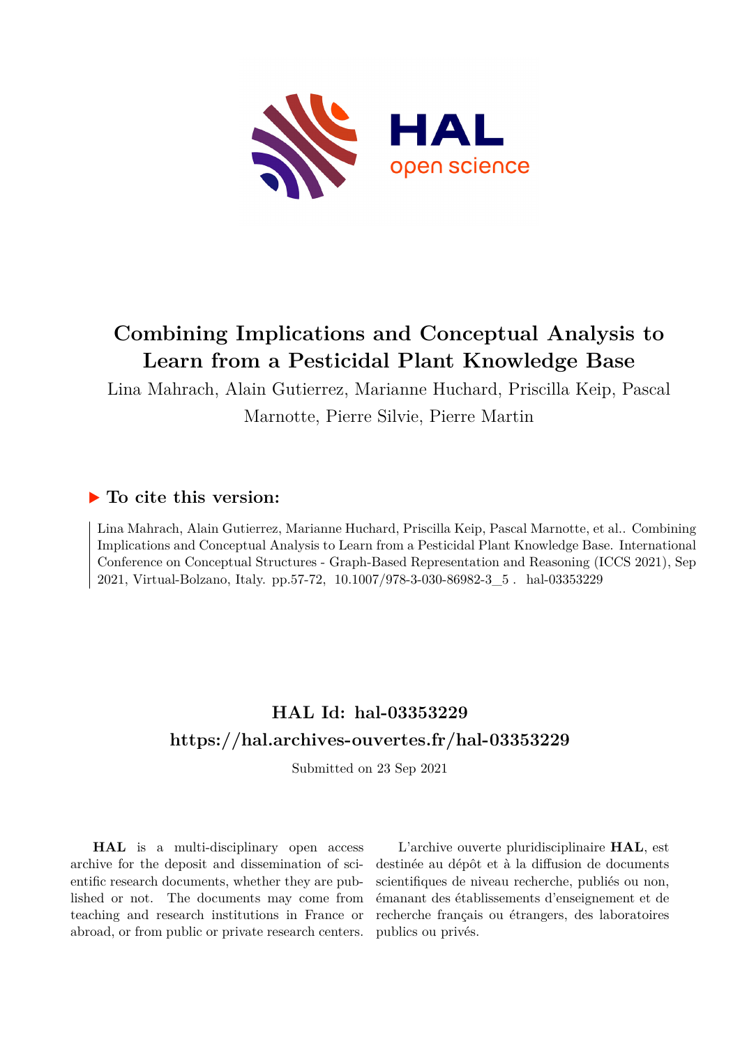# Combining Implications and Conceptual Analysis to Learn from a Pesticidal Plant Knowledge Base

Lina Mahrach, Alain Gutierrez, Marianne Huchard, Priscilla Keip, Pascal Marnotte, Pierre Silvie, Pierre Martin

## ▶ To cite this version:

Lina Mahrach, Alain Gutierrez, Marianne Huchard, Priscilla Keip, Pascal Marnotte, et al.. Combining Implications and Conceptual Analysis to Learn from a Pesticidal Plant Knowledge Base. International Conference on Conceptual Structures - Graph-Based Representation and Reasoning (ICCS 2021), Sep 2021, Virtual-Bolzano, Italy. pp.57-72, 10.1007/978-3-030-86982-3_5 . hal-03353229

## HAL Id: hal-03353229

## https://hal.archives-ouvertes.fr/hal-03353229

Submitted on 23 Sep 2021

**HAL** is a multi-disciplinary open access archive for the deposit and dissemination of scientific research documents, whether they are published or not. The documents may come from teaching and research institutions in France or abroad, or from public or private research centers.

L'archive ouverte pluridisciplinaire **HAL**, est destinée au dépôt et à la diffusion de documents scientifiques de niveau recherche, publiés ou non, émanant des établissements d'enseignement et de recherche français ou étrangers, des laboratoires publics ou privés.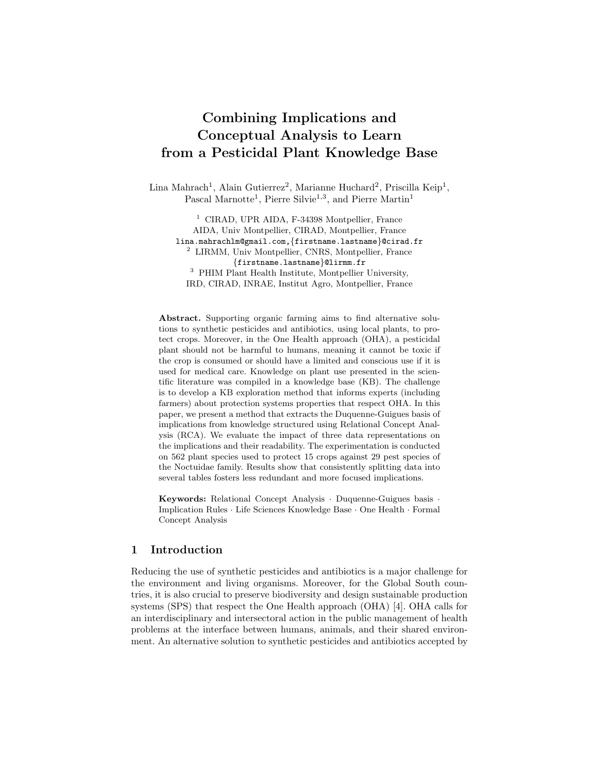# Combining Implications and Conceptual Analysis to Learn from a Pesticidal Plant Knowledge Base

Lina Mahrach[1], Alain Gutierrez[2], Marianne Huchard[2], Priscilla Keip[1], Pascal Marnotte[1], Pierre Silvie[1,3], and Pierre Martin[1]

[1] CIRAD, UPR AIDA, F-34398 Montpellier, France
AIDA, Univ Montpellier, CIRAD, Montpellier, France
lina.mahrachlm@gmail.com,{firstname.lastname}@cirad.fr

[2] LIRMM, Univ Montpellier, CNRS, Montpellier, France
{firstname.lastname}@lirmm.fr

[3] PHIM Plant Health Institute, Montpellier University, IRD, CIRAD, INRAE, Institut Agro, Montpellier, France

**Abstract.** Supporting organic farming aims to find alternative solutions to synthetic pesticides and antibiotics, using local plants, to protect crops. Moreover, in the One Health approach (OHA), a pesticidal plant should not be harmful to humans, meaning it cannot be toxic if the crop is consumed or should have a limited and conscious use if it is used for medical care. Knowledge on plant use presented in the scientific literature was compiled in a knowledge base (KB). The challenge is to develop a KB exploration method that informs experts (including farmers) about protection systems properties that respect OHA. In this paper, we present a method that extracts the Duquenne-Guigues basis of implications from knowledge structured using Relational Concept Analysis (RCA). We evaluate the impact of three data representations on the implications and their readability. The experimentation is conducted on 562 plant species used to protect 15 crops against 29 pest species of the Noctuidae family. Results show that consistently splitting data into several tables fosters less redundant and more focused implications.

**Keywords:** Relational Concept Analysis · Duquenne-Guigues basis · Implication Rules · Life Sciences Knowledge Base · One Health · Formal Concept Analysis

## 1 Introduction

Reducing the use of synthetic pesticides and antibiotics is a major challenge for the environment and living organisms. Moreover, for the Global South countries, it is also crucial to preserve biodiversity and design sustainable production systems (SPS) that respect the One Health approach (OHA) [4]. OHA calls for an interdisciplinary and intersectoral action in the public management of health problems at the interface between humans, animals, and their shared environment. An alternative solution to synthetic pesticides and antibiotics accepted by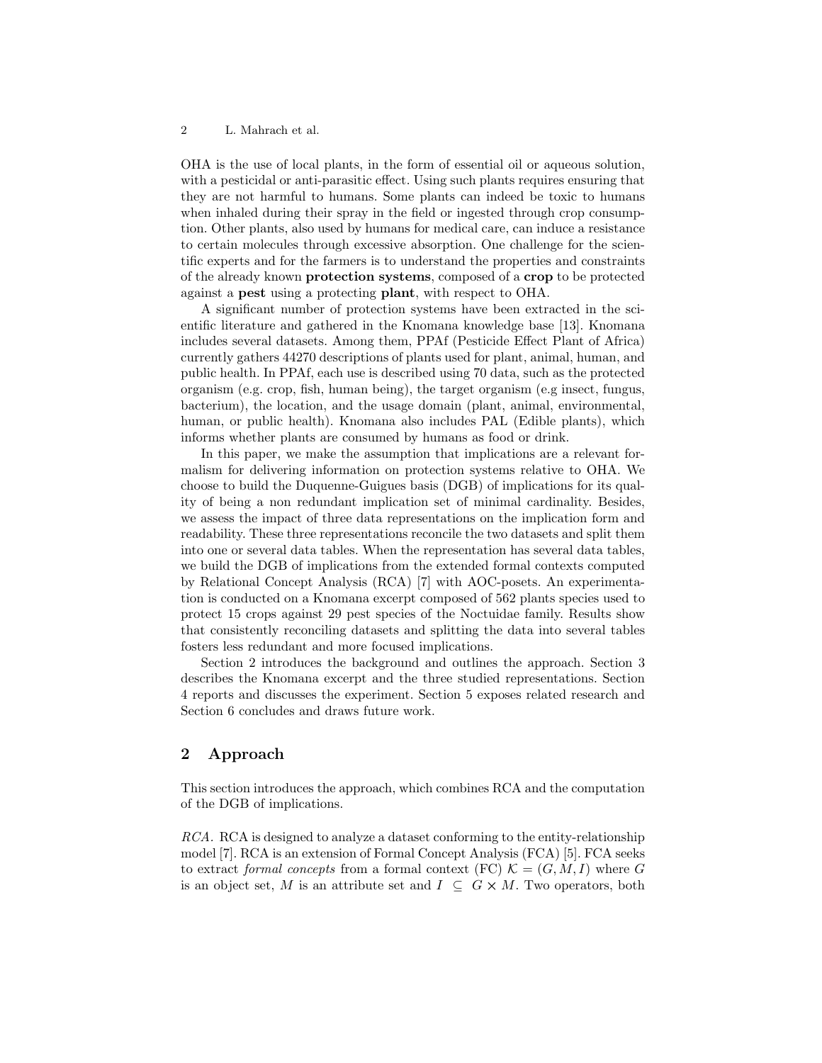OHA is the use of local plants, in the form of essential oil or aqueous solution, with a pesticidal or anti-parasitic effect. Using such plants requires ensuring that they are not harmful to humans. Some plants can indeed be toxic to humans when inhaled during their spray in the field or ingested through crop consumption. Other plants, also used by humans for medical care, can induce a resistance to certain molecules through excessive absorption. One challenge for the scientific experts and for the farmers is to understand the properties and constraints of the already known **protection systems**, composed of a **crop** to be protected against a **pest** using a protecting **plant**, with respect to OHA.

A significant number of protection systems have been extracted in the scientific literature and gathered in the Knomana knowledge base [13]. Knomana includes several datasets. Among them, PPAf (Pesticide Effect Plant of Africa) currently gathers 44270 descriptions of plants used for plant, animal, human, and public health. In PPAf, each use is described using 70 data, such as the protected organism (e.g. crop, fish, human being), the target organism (e.g insect, fungus, bacterium), the location, and the usage domain (plant, animal, environmental, human, or public health). Knomana also includes PAL (Edible plants), which informs whether plants are consumed by humans as food or drink.

In this paper, we make the assumption that implications are a relevant formalism for delivering information on protection systems relative to OHA. We choose to build the Duquenne-Guigues basis (DGB) of implications for its quality of being a non redundant implication set of minimal cardinality. Besides, we assess the impact of three data representations on the implication form and readability. These three representations reconcile the two datasets and split them into one or several data tables. When the representation has several data tables, we build the DGB of implications from the extended formal contexts computed by Relational Concept Analysis (RCA) [7] with AOC-posets. An experimentation is conducted on a Knomana excerpt composed of 562 plants species used to protect 15 crops against 29 pest species of the Noctuidae family. Results show that consistently reconciling datasets and splitting the data into several tables fosters less redundant and more focused implications.

Section 2 introduces the background and outlines the approach. Section 3 describes the Knomana excerpt and the three studied representations. Section 4 reports and discusses the experiment. Section 5 exposes related research and Section 6 concludes and draws future work.

## 2 Approach

This section introduces the approach, which combines RCA and the computation of the DGB of implications.

*RCA.* RCA is designed to analyze a dataset conforming to the entity-relationship model [7]. RCA is an extension of Formal Concept Analysis (FCA) [5]. FCA seeks to extract *formal concepts* from a formal context (FC) $\mathcal{K} = (G, M, I)$ where $G$ is an object set, $M$ is an attribute set and $I \subseteq G \times M$. Two operators, both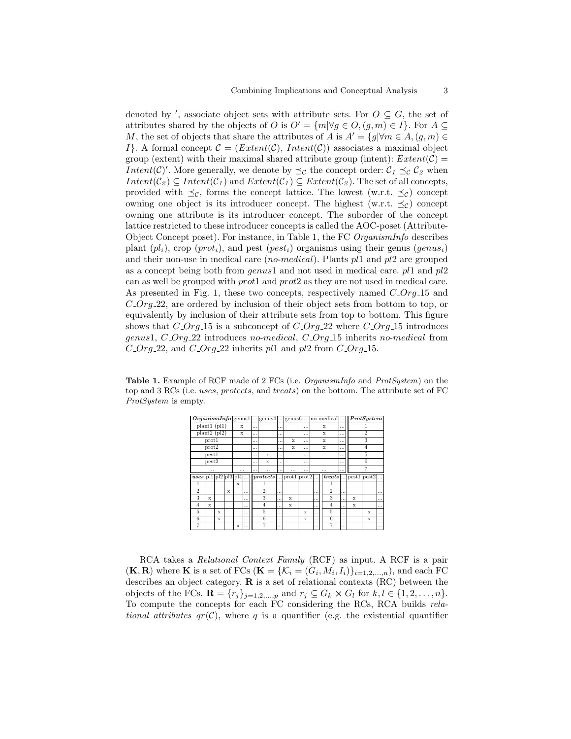denoted by $'$, associate object sets with attribute sets. For $O \subseteq G$, the set of attributes shared by the objects of $O$ is $O' = \{m | \forall g \in O, (g, m) \in I\}$. For $A \subseteq M$, the set of objects that share the attributes of $A$ is $A' = \{g | \forall m \in A, (g, m) \in I\}$. A formal concept $\mathcal{C} = (Extent(\mathcal{C}), Intent(\mathcal{C}))$ associates a maximal object group (extent) with their maximal shared attribute group (intent): $Extent(\mathcal{C}) = Intent(\mathcal{C})'$. More generally, we denote by $\preceq_{\mathcal{C}}$ the concept order: $\mathcal{C}_1 \preceq_{\mathcal{C}} \mathcal{C}_2$ when $Intent(\mathcal{C}_2) \subseteq Intent(\mathcal{C}_1)$ and $Extent(\mathcal{C}_1) \subseteq Extent(\mathcal{C}_2)$. The set of all concepts, provided with $\preceq_{\mathcal{C}}$, forms the concept lattice. The lowest (w.r.t. $\preceq_{\mathcal{C}}$) concept owning one object is its introducer concept. The highest (w.r.t. $\preceq_{\mathcal{C}}$) concept owning one attribute is its introducer concept. The suborder of the concept lattice restricted to these introducer concepts is called the AOC-poset (Attribute-Object Concept poset). For instance, in Table 1, the FC *OrganismInfo* describes plant ($pl_i$), crop ($prot_i$), and pest ($pest_i$) organisms using their genus ($genus_i$) and their non-use in medical care (*no-medical*). Plants *pl*1 and *pl*2 are grouped as a concept being both from *genus*1 and not used in medical care. *pl*1 and *pl*2 can as well be grouped with *prot*1 and *prot*2 as they are not used in medical care. As presented in Fig. 1, these two concepts, respectively named *C_Org_15* and *C_Org_22*, are ordered by inclusion of their object sets from bottom to top, or equivalently by inclusion of their attribute sets from top to bottom. This figure shows that *C_Org_15* is a subconcept of *C_Org_22* where *C_Org_15* introduces *genus*1, *C_Org_22* introduces *no-medical*, *C_Org_15* inherits *no-medical* from *C_Org_22*, and *C_Org_22* inherits *pl*1 and *pl*2 from *C_Org_15*.

**Table 1.** Example of RCF made of 2 FCs (i.e. *OrganismInfo* and *ProtSystem*) on the top and 3 RCs (i.e. *uses*, *protects*, and *treats*) on the bottom. The attribute set of FC *ProtSystem* is empty.

| ***OrganismInfo*** | genus1 | ... | genus4 | ... | genus6 | ... | no-medical | ... |
|---|---|---|---|---|---|---|---|---|
| plant1 (pl1) | x | ... | | ... | | ... | x | ... |
| plant2 (pl2) | x | ... | | ... | | ... | x | ... |
| prot1 | | ... | | ... | x | ... | x | ... |
| prot2 | | ... | | ... | x | ... | x | ... |
| pest1 | | ... | x | ... | | ... | | ... |
| pest2 | | ... | x | ... | | ... | | ... |
| ... | ... | ... | ... | ... | ... | ... | ... | ... |

| ***ProtSystem*** |
|---|
| 1 |
| 2 |
| 3 |
| 4 |
| 5 |
| 6 |
| 7 |

| ***uses*** | pl1 | pl2 | pl3 | pl4 | ... |
|---|---|---|---|---|---|
| 1 | | | | x | ... |
| 2 | | | x | | ... |
| 3 | x | | | | ... |
| 4 | x | | | | ... |
| 5 | | x | | | ... |
| 6 | | x | | | ... |
| 7 | | | | x | ... |

| ***protects*** | ... | prot1 | prot2 | ... |
|---|---|---|---|---|
| 1 | ... | | | ... |
| 2 | ... | | | ... |
| 3 | ... | x | | ... |
| 4 | ... | x | | ... |
| 5 | ... | | x | ... |
| 6 | ... | | x | ... |
| 7 | ... | | | ... |

| ***treats*** | ... | pest1 | pest2 | ... |
|---|---|---|---|---|
| 1 | ... | | | ... |
| 2 | ... | | | ... |
| 3 | ... | x | | ... |
| 4 | ... | x | | ... |
| 5 | ... | | x | ... |
| 6 | ... | | x | ... |
| 7 | ... | | | ... |

RCA takes a *Relational Context Family* (RCF) as input. A RCF is a pair $(\mathbf{K}, \mathbf{R})$ where $\mathbf{K}$ is a set of FCs ($\mathbf{K} = \{\mathcal{K}_i = (G_i, M_i, I_i)\}_{i=1,2,...,n}$), and each FC describes an object category. $\mathbf{R}$ is a set of relational contexts (RC) between the objects of the FCs. $\mathbf{R} = \{r_j\}_{j=1,2,...,p}$ and $r_j \subseteq G_k \times G_l$ for $k, l \in \{1, 2, \dots, n\}$. To compute the concepts for each FC considering the RCs, RCA builds *relational attributes* $qr(\mathcal{C})$, where $q$ is a quantifier (e.g. the existential quantifier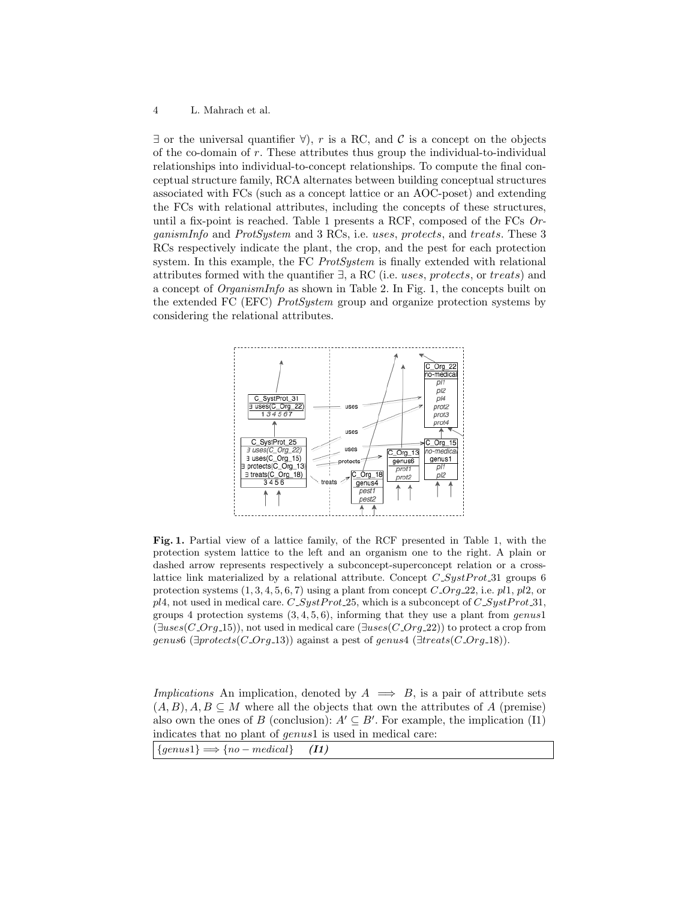$\exists$ or the universal quantifier $\forall$), $r$ is a RC, and $\mathcal{C}$ is a concept on the objects of the co-domain of $r$. These attributes thus group the individual-to-individual relationships into individual-to-concept relationships. To compute the final conceptual structure family, RCA alternates between building conceptual structures associated with FCs (such as a concept lattice or an AOC-poset) and extending the FCs with relational attributes, including the concepts of these structures, until a fix-point is reached. Table 1 presents a RCF, composed of the FCs *OrganismInfo* and *ProtSystem* and 3 RCs, i.e. *uses*, *protects*, and *treats*. These 3 RCs respectively indicate the plant, the crop, and the pest for each protection system. In this example, the FC *ProtSystem* is finally extended with relational attributes formed with the quantifier $\exists$, a RC (i.e. *uses*, *protects*, or *treats*) and a concept of *OrganismInfo* as shown in Table 2. In Fig. 1, the concepts built on the extended FC (EFC) *ProtSystem* group and organize protection systems by considering the relational attributes.

**Fig. 1.** Partial view of a lattice family, of the RCF presented in Table 1, with the protection system lattice to the left and an organism one to the right. A plain or dashed arrow represents respectively a subconcept-superconcept relation or a cross-lattice link materialized by a relational attribute. Concept $C\_SystProt\_31$ groups 6 protection systems $(1, 3, 4, 5, 6, 7)$ using a plant from concept $C\_Org\_22$, i.e. *pl*1, *pl*2, or *pl*4, not used in medical care. $C\_SystProt\_25$, which is a subconcept of $C\_SystProt\_31$, groups 4 protection systems $(3, 4, 5, 6)$, informing that they use a plant from *genus*1 ($\exists uses(C\_Org\_15)$), not used in medical care ($\exists uses(C\_Org\_22)$) to protect a crop from *genus*6 ($\exists protects(C\_Org\_13)$) against a pest of *genus*4 ($\exists treats(C\_Org\_18)$).

*Implications* An implication, denoted by $A \implies B$, is a pair of attribute sets $(A, B)$, $A, B \subseteq M$ where all the objects that own the attributes of $A$ (premise) also own the ones of $B$ (conclusion): $A' \subseteq B'$. For example, the implication (I1) indicates that no plant of *genus*1 is used in medical care:

$\{genus1\} \Longrightarrow \{no-medical\}$ ***(I1)***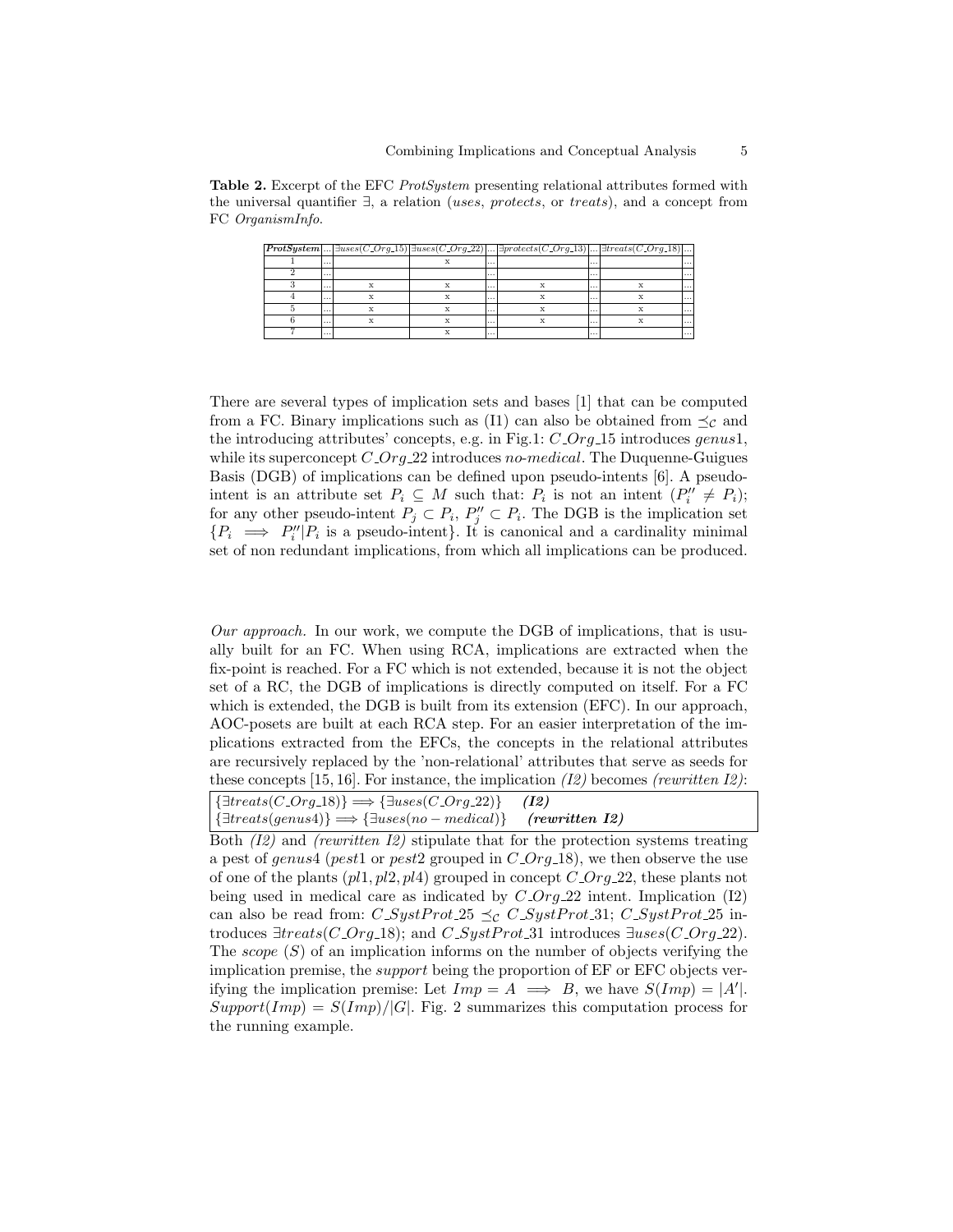**Table 2.** Excerpt of the EFC *ProtSystem* presenting relational attributes formed with the universal quantifier ∃, a relation (*uses*, *protects*, or *treats*), and a concept from FC *OrganismInfo*.

| ***ProtSystem*** | ... | $\exists uses(C\_Org\_15)$ | $\exists uses(C\_Org\_22)$ | ... | $\exists protects(C\_Org\_13)$ | ... | $\exists treats(C\_Org\_18)$ | ... |
|---|---|---|---|---|---|---|---|---|
| 1 | ... | | x | ... | | ... | | ... |
| 2 | ... | | | ... | | ... | | ... |
| 3 | ... | x | x | ... | x | ... | x | ... |
| 4 | ... | x | x | ... | x | ... | x | ... |
| 5 | ... | x | x | ... | x | ... | x | ... |
| 6 | ... | x | x | ... | x | ... | x | ... |
| 7 | ... | | x | ... | | ... | | ... |

There are several types of implication sets and bases [1] that can be computed from a FC. Binary implications such as (I1) can also be obtained from $\preceq_{\mathcal{C}}$ and the introducing attributes' concepts, e.g. in Fig.1: $C\_Org\_15$ introduces *genus*1, while its superconcept $C\_Org\_22$ introduces *no-medical*. The Duquenne-Guigues Basis (DGB) of implications can be defined upon pseudo-intents [6]. A pseudo-intent is an attribute set $P_i \subseteq M$ such that: $P_i$ is not an intent ($P_i'' \neq P_i$); for any other pseudo-intent $P_j \subset P_i$, $P_j'' \subset P_i$. The DGB is the implication set $\{P_i \implies P_i'' | P_i \text{ is a pseudo-intent}\}$. It is canonical and a cardinality minimal set of non redundant implications, from which all implications can be produced.

*Our approach.* In our work, we compute the DGB of implications, that is usually built for an FC. When using RCA, implications are extracted when the fix-point is reached. For a FC which is not extended, because it is not the object set of a RC, the DGB of implications is directly computed on itself. For a FC which is extended, the DGB is built from its extension (EFC). In our approach, AOC-posets are built at each RCA step. For an easier interpretation of the implications extracted from the EFCs, the concepts in the relational attributes are recursively replaced by the 'non-relational' attributes that serve as seeds for these concepts [15, 16]. For instance, the implication *(I2)* becomes *(rewritten I2)*:

$\{\exists treats(C\_Org\_18)\} \Longrightarrow \{\exists uses(C\_Org\_22)\}$ ***(I2)***
$\{\exists treats(genus4)\} \Longrightarrow \{\exists uses(no-medical)\}$ ***(rewritten I2)***

Both *(I2)* and *(rewritten I2)* stipulate that for the protection systems treating a pest of *genus*4 (*pest*1 or *pest*2 grouped in $C\_Org\_18$), we then observe the use of one of the plants ($pl1, pl2, pl4$) grouped in concept $C\_Org\_22$, these plants not being used in medical care as indicated by $C\_Org\_22$ intent. Implication (I2) can also be read from: $C\_SystProt\_25 \preceq_{\mathcal{C}} C\_SystProt\_31$; $C\_SystProt\_25$ introduces $\exists treats(C\_Org\_18)$; and $C\_SystProt\_31$ introduces $\exists uses(C\_Org\_22)$. The *scope* ($S$) of an implication informs on the number of objects verifying the implication premise, the *support* being the proportion of EF or EFC objects verifying the implication premise: Let $Imp = A \implies B$, we have $S(Imp) = |A'|$. $Support(Imp) = S(Imp)/|G|$. Fig. 2 summarizes this computation process for the running example.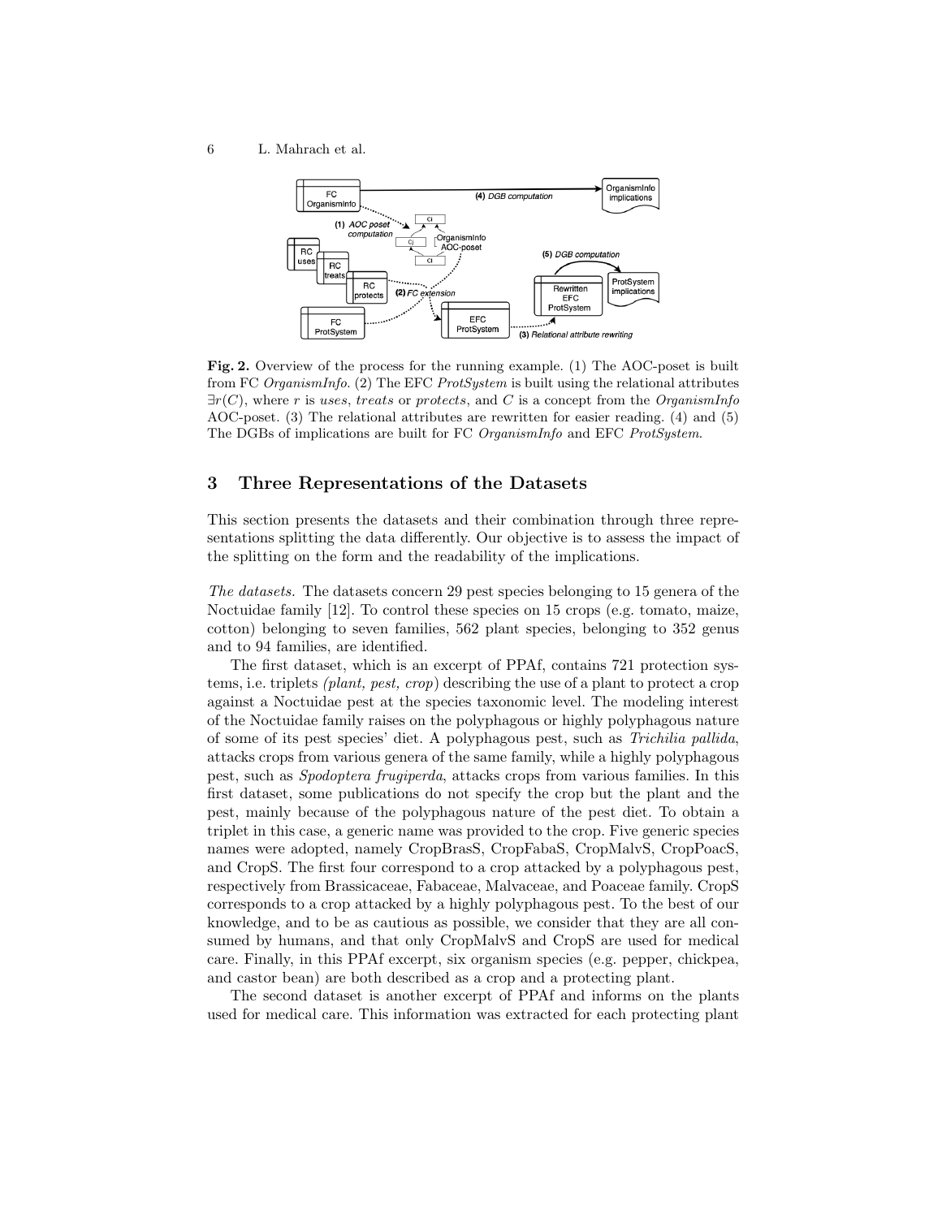**Fig. 2.** Overview of the process for the running example. (1) The AOC-poset is built from FC *OrganismInfo*. (2) The EFC *ProtSystem* is built using the relational attributes $\exists r(C)$, where $r$ is *uses*, *treats* or *protects*, and $C$ is a concept from the *OrganismInfo* AOC-poset. (3) The relational attributes are rewritten for easier reading. (4) and (5) The DGBs of implications are built for FC *OrganismInfo* and EFC *ProtSystem*.

## 3 Three Representations of the Datasets

This section presents the datasets and their combination through three representations splitting the data differently. Our objective is to assess the impact of the splitting on the form and the readability of the implications.

*The datasets.* The datasets concern 29 pest species belonging to 15 genera of the Noctuidae family [12]. To control these species on 15 crops (e.g. tomato, maize, cotton) belonging to seven families, 562 plant species, belonging to 352 genus and to 94 families, are identified.

The first dataset, which is an excerpt of PPAf, contains 721 protection systems, i.e. triplets *(plant, pest, crop)* describing the use of a plant to protect a crop against a Noctuidae pest at the species taxonomic level. The modeling interest of the Noctuidae family raises on the polyphagous or highly polyphagous nature of some of its pest species' diet. A polyphagous pest, such as *Trichilia pallida*, attacks crops from various genera of the same family, while a highly polyphagous pest, such as *Spodoptera frugiperda*, attacks crops from various families. In this first dataset, some publications do not specify the crop but the plant and the pest, mainly because of the polyphagous nature of the pest diet. To obtain a triplet in this case, a generic name was provided to the crop. Five generic species names were adopted, namely CropBrasS, CropFabaS, CropMalvS, CropPoacS, and CropS. The first four correspond to a crop attacked by a polyphagous pest, respectively from Brassicaceae, Fabaceae, Malvaceae, and Poaceae family. CropS corresponds to a crop attacked by a highly polyphagous pest. To the best of our knowledge, and to be as cautious as possible, we consider that they are all consumed by humans, and that only CropMalvS and CropS are used for medical care. Finally, in this PPAf excerpt, six organism species (e.g. pepper, chickpea, and castor bean) are both described as a crop and a protecting plant.

The second dataset is another excerpt of PPAf and informs on the plants used for medical care. This information was extracted for each protecting plant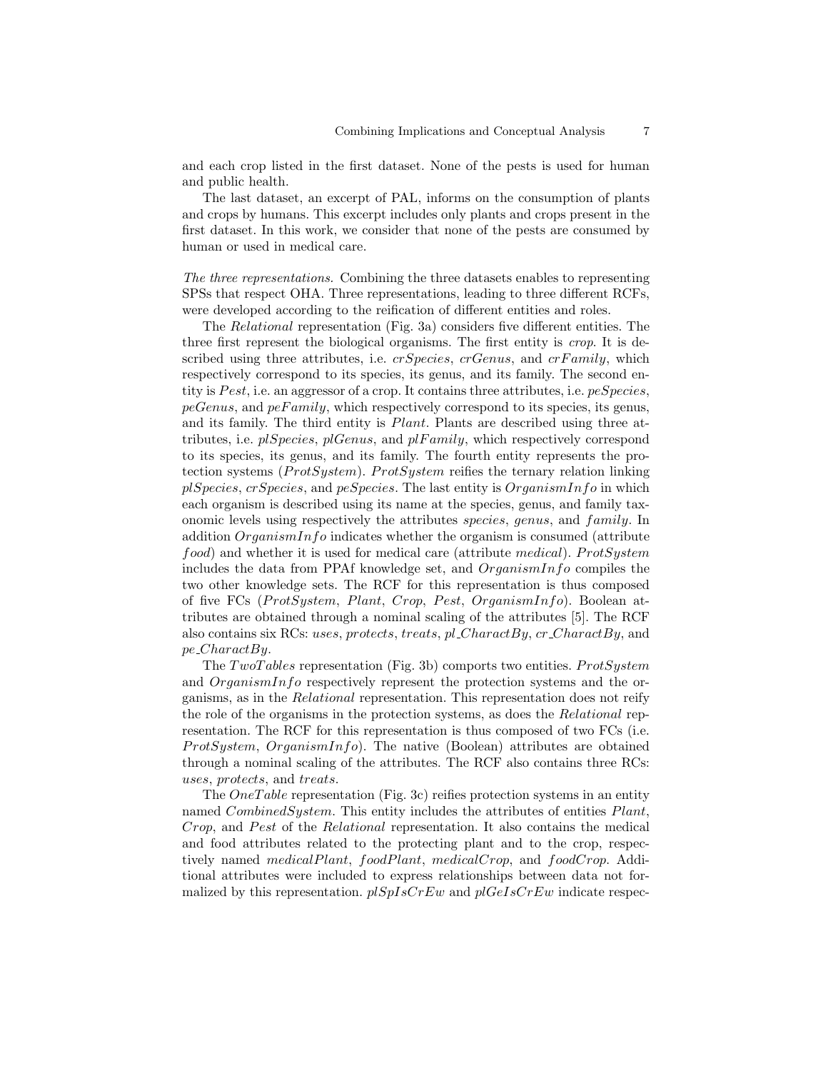and each crop listed in the first dataset. None of the pests is used for human and public health.

The last dataset, an excerpt of PAL, informs on the consumption of plants and crops by humans. This excerpt includes only plants and crops present in the first dataset. In this work, we consider that none of the pests are consumed by human or used in medical care.

*The three representations.* Combining the three datasets enables to representing SPSs that respect OHA. Three representations, leading to three different RCFs, were developed according to the reification of different entities and roles.

The *Relational* representation (Fig. 3a) considers five different entities. The three first represent the biological organisms. The first entity is *crop*. It is described using three attributes, i.e. *crSpecies*, *crGenus*, and *crFamily*, which respectively correspond to its species, its genus, and its family. The second entity is *Pest*, i.e. an aggressor of a crop. It contains three attributes, i.e. *peSpecies*, *peGenus*, and *peFamily*, which respectively correspond to its species, its genus, and its family. The third entity is *Plant*. Plants are described using three attributes, i.e. *plSpecies*, *plGenus*, and *plFamily*, which respectively correspond to its species, its genus, and its family. The fourth entity represents the protection systems (*ProtSystem*). *ProtSystem* reifies the ternary relation linking *plSpecies*, *crSpecies*, and *peSpecies*. The last entity is *OrganismInfo* in which each organism is described using its name at the species, genus, and family taxonomic levels using respectively the attributes *species*, *genus*, and *family*. In addition *OrganismInfo* indicates whether the organism is consumed (attribute *food*) and whether it is used for medical care (attribute *medical*). *ProtSystem* includes the data from PPAf knowledge set, and *OrganismInfo* compiles the two other knowledge sets. The RCF for this representation is thus composed of five FCs (*ProtSystem*, *Plant*, *Crop*, *Pest*, *OrganismInfo*). Boolean attributes are obtained through a nominal scaling of the attributes [5]. The RCF also contains six RCs: *uses*, *protects*, *treats*, *pl_CharactBy*, *cr_CharactBy*, and *pe_CharactBy*.

The *TwoTables* representation (Fig. 3b) comports two entities. *ProtSystem* and *OrganismInfo* respectively represent the protection systems and the organisms, as in the *Relational* representation. This representation does not reify the role of the organisms in the protection systems, as does the *Relational* representation. The RCF for this representation is thus composed of two FCs (i.e. *ProtSystem*, *OrganismInfo*). The native (Boolean) attributes are obtained through a nominal scaling of the attributes. The RCF also contains three RCs: *uses*, *protects*, and *treats*.

The *OneTable* representation (Fig. 3c) reifies protection systems in an entity named *CombinedSystem*. This entity includes the attributes of entities *Plant*, *Crop*, and *Pest* of the *Relational* representation. It also contains the medical and food attributes related to the protecting plant and to the crop, respectively named *medicalPlant*, *foodPlant*, *medicalCrop*, and *foodCrop*. Additional attributes were included to express relationships between data not formalized by this representation. *plSpIsCrEw* and *plGeIsCrEw* indicate respec-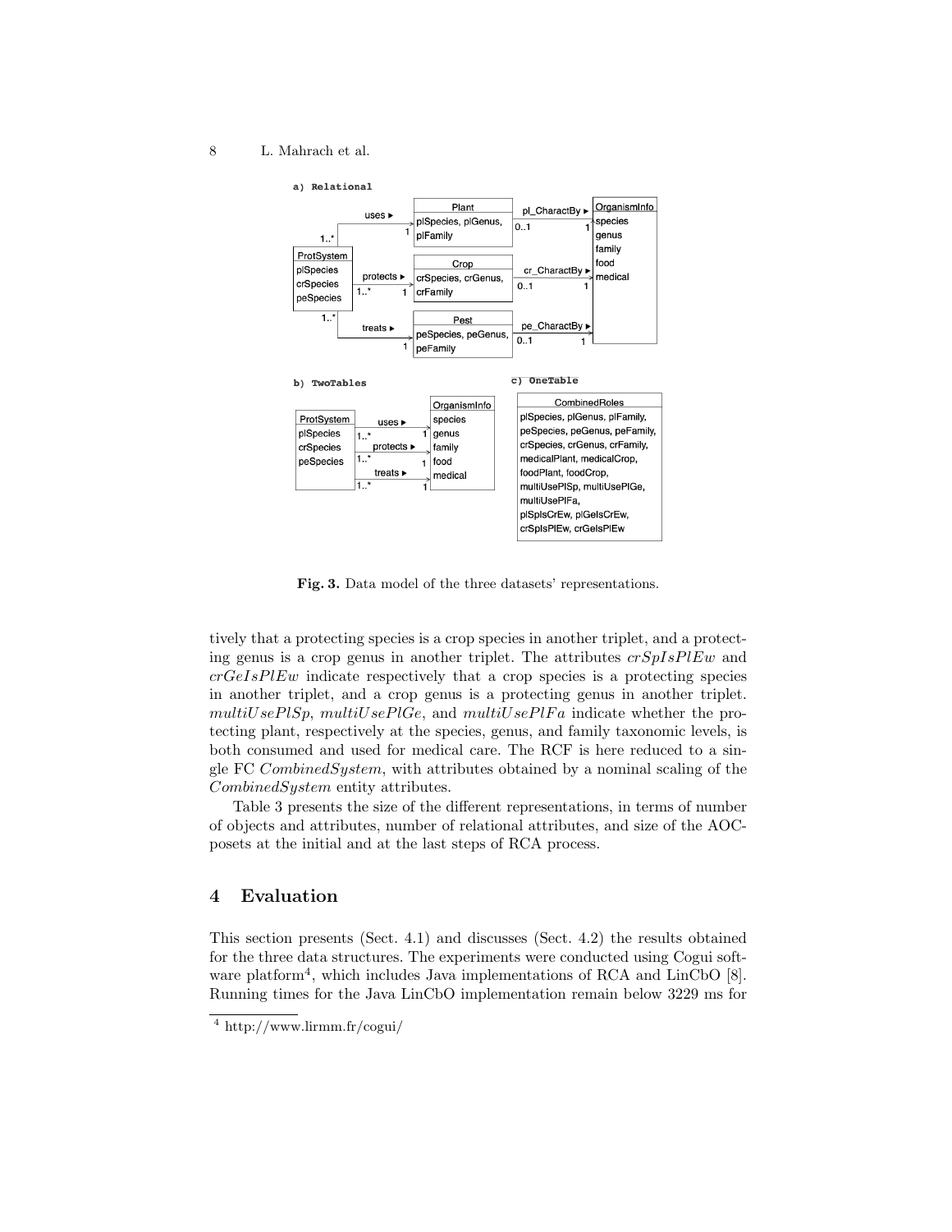**a) Relational**

**b) TwoTables**

**c) OneTable**

Fig. 3. Data model of the three datasets' representations.

tively that a protecting species is a crop species in another triplet, and a protecting genus is a crop genus in another triplet. The attributes *crSpIsPlEw* and *crGeIsPlEw* indicate respectively that a crop species is a protecting species in another triplet, and a crop genus is a protecting genus in another triplet. *multiUsePlSp*, *multiUsePlGe*, and *multiUsePlFa* indicate whether the protecting plant, respectively at the species, genus, and family taxonomic levels, is both consumed and used for medical care. The RCF is here reduced to a single FC *CombinedSystem*, with attributes obtained by a nominal scaling of the *CombinedSystem* entity attributes.

Table 3 presents the size of the different representations, in terms of number of objects and attributes, number of relational attributes, and size of the AOC-posets at the initial and at the last steps of RCA process.

## 4 Evaluation

This section presents (Sect. 4.1) and discusses (Sect. 4.2) the results obtained for the three data structures. The experiments were conducted using Cogui software platform[4], which includes Java implementations of RCA and LinCbO [8]. Running times for the Java LinCbO implementation remain below 3229 ms for

[4] http://www.lirmm.fr/cogui/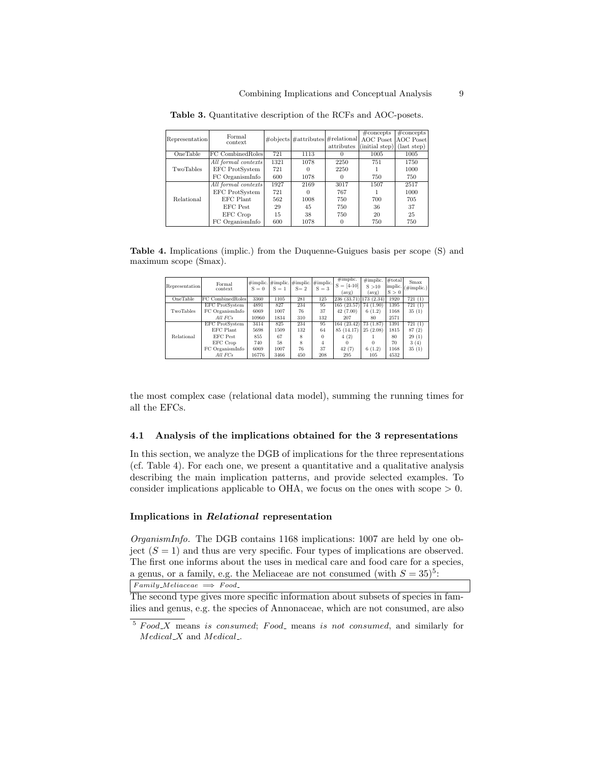**Table 3.** Quantitative description of the RCFs and AOC-posets.

| Representation | Formal context | #objects | #attributes | #relational attributes | #concepts AOC Poset (initial step) | #concepts AOC Poset (last step) |
|---|---|---|---|---|---|---|
| OneTable | FC CombinedRoles | 721 | 1113 | 0 | 1005 | 1005 |
| TwoTables | *All formal contexts* | 1321 | 1078 | 2250 | 751 | 1750 |
| | EFC ProtSystem | 721 | 0 | 2250 | 1 | 1000 |
| | FC OrganismInfo | 600 | 1078 | 0 | 750 | 750 |
| Relational | *All formal contexts* | 1927 | 2169 | 3017 | 1507 | 2517 |
| | EFC ProtSystem | 721 | 0 | 767 | 1 | 1000 |
| | EFC Plant | 562 | 1008 | 750 | 700 | 705 |
| | EFC Pest | 29 | 45 | 750 | 36 | 37 |
| | EFC Crop | 15 | 38 | 750 | 20 | 25 |
| | FC OrganismInfo | 600 | 1078 | 0 | 750 | 750 |

**Table 4.** Implications (implic.) from the Duquenne-Guigues basis per scope (S) and maximum scope (Smax).

| Representation | Formal context | #implic. S = 0 | #implic. S = 1 | #implic. S= 2 | #implic. S = 3 | #implic. S = [4-10] (avg) | #implic. S >10 (avg) | #total implic. S > 0 | Smax (#implic.) |
|---|---|---|---|---|---|---|---|---|---|
| OneTable | FC CombinedRoles | 3360 | 1105 | 281 | 125 | 236 (33.71) | 173 (2.34) | 1920 | 721 (1) |
| TwoTables | EFC ProtSystem | 4891 | 827 | 234 | 95 | 165 (23.57) | 74 (1.90) | 1395 | 721 (1) |
| | FC OrganismInfo | 6069 | 1007 | 76 | 37 | 42 (7.00) | 6 (1.2) | 1168 | 35 (1) |
| | *All FCs* | 10960 | 1834 | 310 | 132 | 207 | 80 | 2571 | |
| Relational | EFC ProtSystem | 3414 | 825 | 234 | 95 | 164 (23.42) | 73 (1.87) | 1391 | 721 (1) |
| | EFC Plant | 5698 | 1509 | 132 | 64 | 85 (14.17) | 25 (2.08) | 1815 | 87 (2) |
| | EFC Pest | 855 | 67 | 8 | 0 | 4 (2) | 1 | 80 | 29 (1) |
| | EFC Crop | 740 | 58 | 8 | 4 | 0 | 0 | 70 | 3 (4) |
| | FC OrganismInfo | 6069 | 1007 | 76 | 37 | 42 (7) | 6 (1.2) | 1168 | 35 (1) |
| | *All FCs* | 16776 | 3466 | 450 | 208 | 295 | 105 | 4532 | |

the most complex case (relational data model), summing the running times for all the EFCs.

### 4.1 Analysis of the implications obtained for the 3 representations

In this section, we analyze the DGB of implications for the three representations (cf. Table 4). For each one, we present a quantitative and a qualitative analysis describing the main implication patterns, and provide selected examples. To consider implications applicable to OHA, we focus on the ones with scope > 0.

#### Implications in *Relational* representation

*OrganismInfo.* The DGB contains 1168 implications: 1007 are held by one object ($S = 1$) and thus are very specific. Four types of implications are observed. The first one informs about the uses in medical care and food care for a species, a genus, or a family, e.g. the Meliaceae are not consumed (with $S = 35$)[5]:

| $Family\_Meliaceae \implies Food\_$ |
|---|

The second type gives more specific information about subsets of species in families and genus, e.g. the species of Annonaceae, which are not consumed, are also

[5] $Food\_X$ means *is consumed*; $Food\_$ means *is not consumed*, and similarly for $Medical\_X$ and $Medical\_$.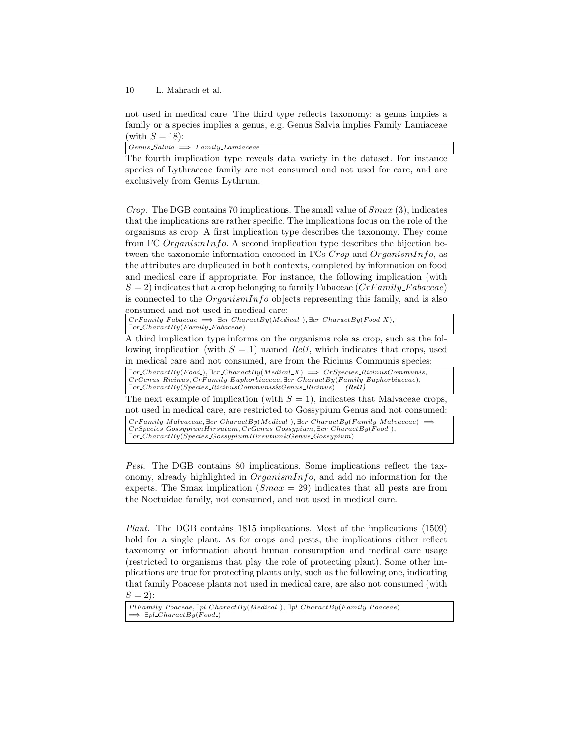not used in medical care. The third type reflects taxonomy: a genus implies a family or a species implies a genus, e.g. Genus Salvia implies Family Lamiaceae (with $S = 18$):

| $Genus\_Salvia \implies Family\_Lamiaceae$ |
|---|

The fourth implication type reveals data variety in the dataset. For instance species of Lythraceae family are not consumed and not used for care, and are exclusively from Genus Lythrum.

*Crop.* The DGB contains 70 implications. The small value of $Smax$ (3), indicates that the implications are rather specific. The implications focus on the role of the organisms as crop. A first implication type describes the taxonomy. They come from FC $OrganismInfo$. A second implication type describes the bijection between the taxonomic information encoded in FCs $Crop$ and $OrganismInfo$, as the attributes are duplicated in both contexts, completed by information on food and medical care if appropriate. For instance, the following implication (with $S = 2$) indicates that a crop belonging to family Fabaceae ($CrFamily\_Fabaceae$) is connected to the $OrganismInfo$ objects representing this family, and is also consumed and not used in medical care:

| $CrFamily\_Fabaceae \implies \exists cr\_CharactBy(Medical\_), \exists cr\_CharactBy(Food\_X),$ $\exists cr\_CharactBy(Family\_Fabaceae)$ |
|---|

A third implication type informs on the organisms role as crop, such as the following implication (with $S = 1$) named *Rel1*, which indicates that crops, used in medical care and not consumed, are from the Ricinus Communis species:

| $\exists cr\_CharactBy(Food\_), \exists cr\_CharactBy(Medical\_X) \implies CrSpecies\_RicinusCommunis,$ $CrGenus\_Ricinus, CrFamily\_Euphorbiaceae, \exists cr\_CharactBy(Family\_Euphorbiaceae),$ $\exists cr\_CharactBy(Species\_RicinusCommunis\&Genus\_Ricinus)$ ***(Rel1)*** |
|---|

The next example of implication (with $S = 1$), indicates that Malvaceae crops, not used in medical care, are restricted to Gossypium Genus and not consumed:

| $CrFamily\_Malvaceae, \exists cr\_CharactBy(Medical\_), \exists cr\_CharactBy(Family\_Malvaceae) \implies$ $CrSpecies\_GossypiumHirsutum, CrGenus\_Gossypium, \exists cr\_CharactBy(Food\_),$ $\exists cr\_CharactBy(Species\_GossypiumHirsutum\&Genus\_Gossypium)$ |
|---|

*Pest.* The DGB contains 80 implications. Some implications reflect the taxonomy, already highlighted in $OrganismInfo$, and add no information for the experts. The Smax implication ($Smax = 29$) indicates that all pests are from the Noctuidae family, not consumed, and not used in medical care.

*Plant.* The DGB contains 1815 implications. Most of the implications (1509) hold for a single plant. As for crops and pests, the implications either reflect taxonomy or information about human consumption and medical care usage (restricted to organisms that play the role of protecting plant). Some other implications are true for protecting plants only, such as the following one, indicating that family Poaceae plants not used in medical care, are also not consumed (with $S = 2$):

| $PlFamily\_Poaceae, \exists pl\_CharactBy(Medical\_), \exists pl\_CharactBy(Family\_Poaceae)$ $\implies \exists pl\_CharactBy(Food\_)$ |
|---|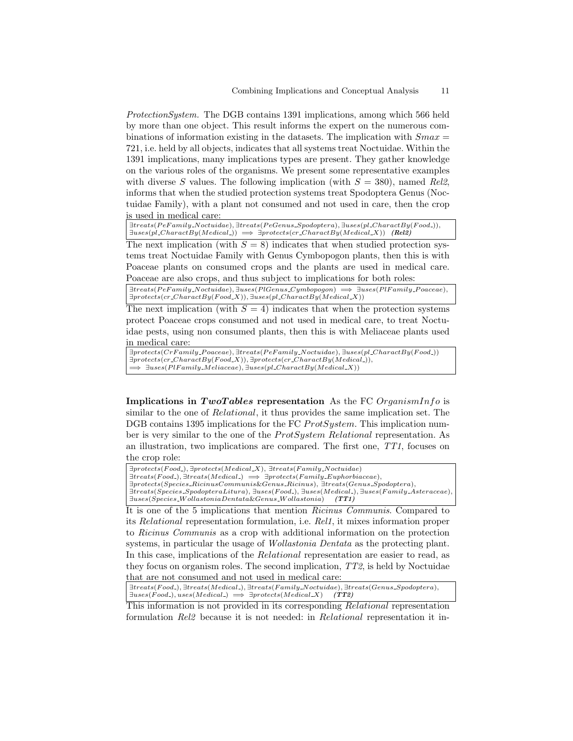*ProtectionSystem.* The DGB contains 1391 implications, among which 566 held by more than one object. This result informs the expert on the numerous combinations of information existing in the datasets. The implication with $Smax = 721$, i.e. held by all objects, indicates that all systems treat Noctuidae. Within the 1391 implications, many implications types are present. They gather knowledge on the various roles of the organisms. We present some representative examples with diverse $S$ values. The following implication (with $S = 380$), named *Rel2*, informs that when the studied protection systems treat Spodoptera Genus (Noctuidae Family), with a plant not consumed and not used in care, then the crop is used in medical care:

$\exists treats(PeFamily\_Noctuidae), \exists treats(PeGenus\_Spodoptera), \exists uses(pl\_CharactBy(Food\_)), \exists uses(pl\_CharactBy(Medical\_)) \implies \exists protects(cr\_CharactBy(Medical\_X))$ ***(Rel2)***

The next implication (with $S = 8$) indicates that when studied protection systems treat Noctuidae Family with Genus Cymbopogon plants, then this is with Poaceae plants on consumed crops and the plants are used in medical care. Poaceae are also crops, and thus subject to implications for both roles:

$\exists treats(PeFamily\_Noctuidae), \exists uses(PlGenus\_Cymbopogon) \implies \exists uses(PlFamily\_Poaceae), \exists protects(cr\_CharactBy(Food\_X)), \exists uses(pl\_CharactBy(Medical\_X))$

The next implication (with $S = 4$) indicates that when the protection systems protect Poaceae crops consumed and not used in medical care, to treat Noctuidae pests, using non consumed plants, then this is with Meliaceae plants used in medical care:

$\exists protects(CrFamily\_Poaceae), \exists treats(PeFamily\_Noctuidae), \exists uses(pl\_CharactBy(Food\_)) \exists protects(cr\_CharactBy(Food\_X)), \exists protects(cr\_CharactBy(Medical\_)), \implies \exists uses(PlFamily\_Meliaceae), \exists uses(pl\_CharactBy(Medical\_X))$

**Implications in *TwoTables* representation** As the FC *OrganismInfo* is similar to the one of *Relational*, it thus provides the same implication set. The DGB contains 1395 implications for the FC *ProtSystem*. This implication number is very similar to the one of the *ProtSystem Relational* representation. As an illustration, two implications are compared. The first one, *TT1*, focuses on the crop role:

$\exists protects(Food\_), \exists protects(Medical\_X), \exists treats(Family\_Noctuidae) \exists treats(Food\_), \exists treats(Medical\_) \implies \exists protects(Family\_Euphorbiaceae), \exists protects(Species\_RicinusCommunis\&Genus\_Ricinus), \exists treats(Genus\_Spodoptera), \exists treats(Species\_SpodopteraLitura), \exists uses(Food\_), \exists uses(Medical\_), \exists uses(Family\_Asteraceae), \exists uses(Species\_WollastoniaDentata\&Genus\_Wollastonia)$ ***(TT1)***

It is one of the 5 implications that mention *Ricinus Communis*. Compared to its *Relational* representation formulation, i.e. *Rel1*, it mixes information proper to *Ricinus Communis* as a crop with additional information on the protection systems, in particular the usage of *Wollastonia Dentata* as the protecting plant. In this case, implications of the *Relational* representation are easier to read, as they focus on organism roles. The second implication, *TT2*, is held by Noctuidae that are not consumed and not used in medical care:

$\exists treats(Food\_), \exists treats(Medical\_), \exists treats(Family\_Noctuidae), \exists treats(Genus\_Spodoptera), \exists uses(Food\_), uses(Medical\_) \implies \exists protects(Medical\_X)$ ***(TT2)***

This information is not provided in its corresponding *Relational* representation formulation *Rel2* because it is not needed: in *Relational* representation it in-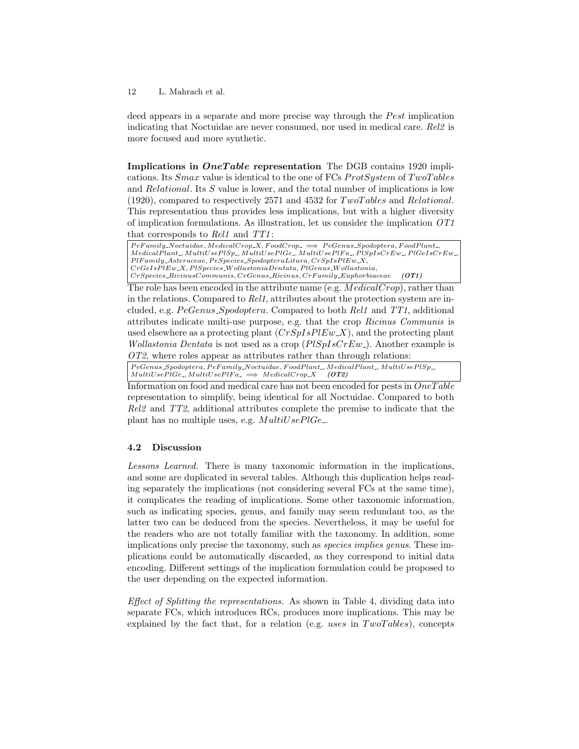deed appears in a separate and more precise way through the *Pest* implication indicating that Noctuidae are never consumed, nor used in medical care. *Rel2* is more focused and more synthetic.

**Implications in *OneTable* representation** The DGB contains 1920 implications. Its *Smax* value is identical to the one of FCs *ProtSystem* of *TwoTables* and *Relational*. Its *S* value is lower, and the total number of implications is low (1920), compared to respectively 2571 and 4532 for *TwoTables* and *Relational*. This representation thus provides less implications, but with a higher diversity of implication formulations. As illustration, let us consider the implication *OT1* that corresponds to *Rel1* and *TT1*:

$PeFamily\_Noctuidae, MedicalCrop\_X, FoodCrop\_ \implies PeGenus\_Spodoptera, FoodPlant\_, MedicalPlant\_, MultiUsePlSp\_, MultiUsePlGe\_, MultiUsePlFa\_, PlSpIsCrEw\_, PlGeIsCrEw\_, PlFamily\_Asteraceae, PeSpecies\_SpodopteraLitura, CrSpIsPlEw\_X, CrGeIsPlEw\_X, PlSpecies\_WollastoniaDentata, PlGenus\_Wollastonia, CrSpecies\_RicinusCommunis, CrGenus\_Ricinus, CrFamily\_Euphorbiaceae$ ***(OT1)***

The role has been encoded in the attribute name (e.g. *MedicalCrop*), rather than in the relations. Compared to *Rel1*, attributes about the protection system are included, e.g. *PeGenus_Spodoptera*. Compared to both *Rel1* and *TT1*, additional attributes indicate multi-use purpose, e.g. that the crop *Ricinus Communis* is used elsewhere as a protecting plant (*CrSpIsPlEw_X*), and the protecting plant *Wollastonia Dentata* is not used as a crop (*PlSpIsCrEw_*). Another example is *OT2*, where roles appear as attributes rather than through relations:

$PeGenus\_Spodoptera, PeFamily\_Noctuidae, FoodPlant\_, MedicalPlant\_, MultiUsePlSp\_, MultiUsePlGe\_, MultiUsePlFa\_ \implies MedicalCrop\_X$ ***(OT2)***

Information on food and medical care has not been encoded for pests in *OneTable* representation to simplify, being identical for all Noctuidae. Compared to both *Rel2* and *TT2*, additional attributes complete the premise to indicate that the plant has no multiple uses, e.g. *MultiUsePlGe_*.

### 4.2 Discussion

*Lessons Learned.* There is many taxonomic information in the implications, and some are duplicated in several tables. Although this duplication helps reading separately the implications (not considering several FCs at the same time), it complicates the reading of implications. Some other taxonomic information, such as indicating species, genus, and family may seem redundant too, as the latter two can be deduced from the species. Nevertheless, it may be useful for the readers who are not totally familiar with the taxonomy. In addition, some implications only precise the taxonomy, such as *species implies genus*. These implications could be automatically discarded, as they correspond to initial data encoding. Different settings of the implication formulation could be proposed to the user depending on the expected information.

*Effect of Splitting the representations.* As shown in Table 4, dividing data into separate FCs, which introduces RCs, produces more implications. This may be explained by the fact that, for a relation (e.g. *uses* in *TwoTables*), concepts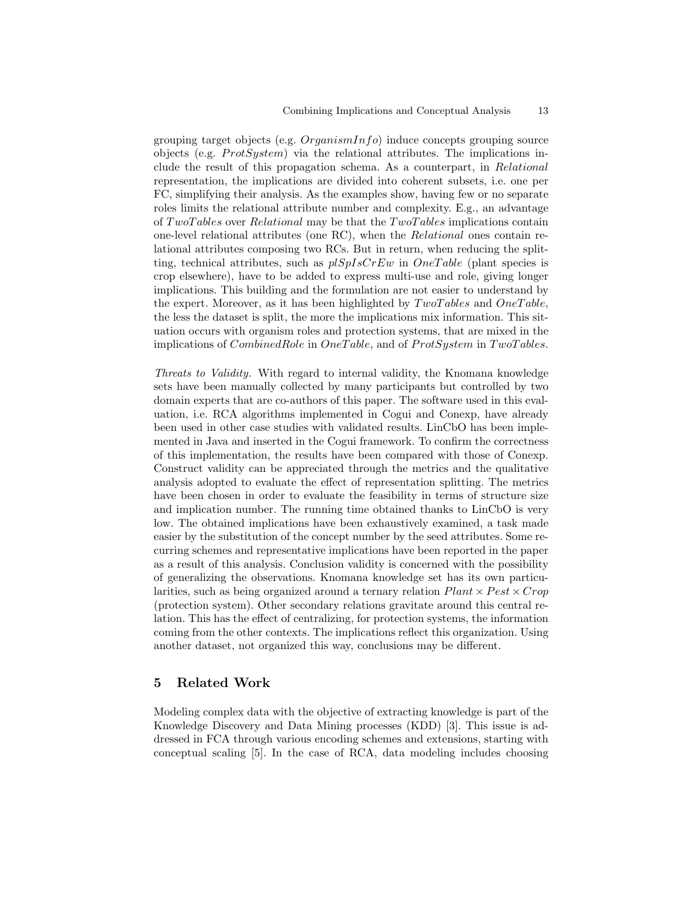grouping target objects (e.g. $OrganismInfo$) induce concepts grouping source objects (e.g. $ProtSystem$) via the relational attributes. The implications include the result of this propagation schema. As a counterpart, in $Relational$ representation, the implications are divided into coherent subsets, i.e. one per FC, simplifying their analysis. As the examples show, having few or no separate roles limits the relational attribute number and complexity. E.g., an advantage of $TwoTables$ over $Relational$ may be that the $TwoTables$ implications contain one-level relational attributes (one RC), when the $Relational$ ones contain relational attributes composing two RCs. But in return, when reducing the splitting, technical attributes, such as $plSpIsCrEw$ in $OneTable$ (plant species is crop elsewhere), have to be added to express multi-use and role, giving longer implications. This building and the formulation are not easier to understand by the expert. Moreover, as it has been highlighted by $TwoTables$ and $OneTable$, the less the dataset is split, the more the implications mix information. This situation occurs with organism roles and protection systems, that are mixed in the implications of $CombinedRole$ in $OneTable$, and of $ProtSystem$ in $TwoTables$.

*Threats to Validity.* With regard to internal validity, the Knomana knowledge sets have been manually collected by many participants but controlled by two domain experts that are co-authors of this paper. The software used in this evaluation, i.e. RCA algorithms implemented in Cogui and Conexp, have already been used in other case studies with validated results. LinCbO has been implemented in Java and inserted in the Cogui framework. To confirm the correctness of this implementation, the results have been compared with those of Conexp. Construct validity can be appreciated through the metrics and the qualitative analysis adopted to evaluate the effect of representation splitting. The metrics have been chosen in order to evaluate the feasibility in terms of structure size and implication number. The running time obtained thanks to LinCbO is very low. The obtained implications have been exhaustively examined, a task made easier by the substitution of the concept number by the seed attributes. Some recurring schemes and representative implications have been reported in the paper as a result of this analysis. Conclusion validity is concerned with the possibility of generalizing the observations. Knomana knowledge set has its own particularities, such as being organized around a ternary relation $Plant \times Pest \times Crop$ (protection system). Other secondary relations gravitate around this central relation. This has the effect of centralizing, for protection systems, the information coming from the other contexts. The implications reflect this organization. Using another dataset, not organized this way, conclusions may be different.

## 5 Related Work

Modeling complex data with the objective of extracting knowledge is part of the Knowledge Discovery and Data Mining processes (KDD) [3]. This issue is addressed in FCA through various encoding schemes and extensions, starting with conceptual scaling [5]. In the case of RCA, data modeling includes choosing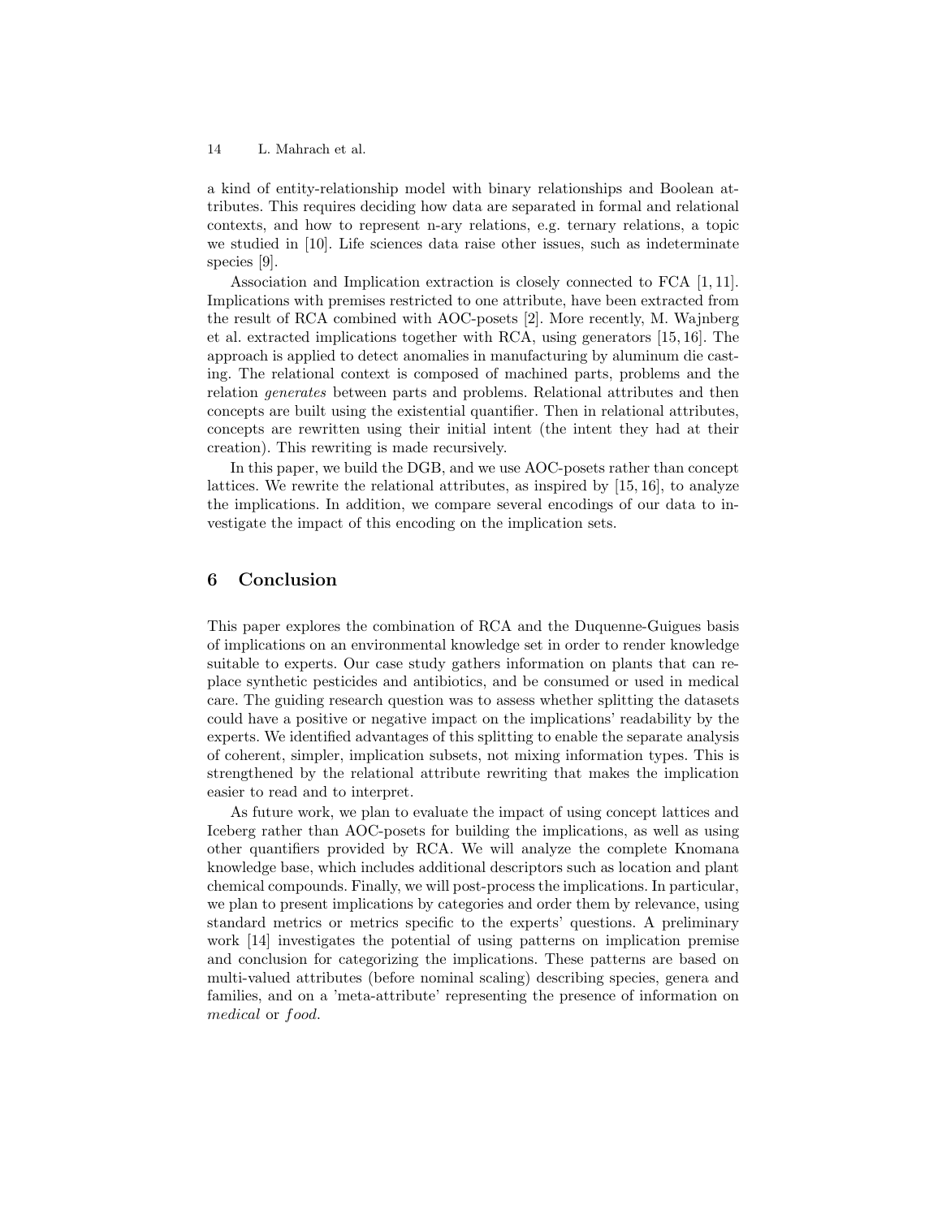a kind of entity-relationship model with binary relationships and Boolean attributes. This requires deciding how data are separated in formal and relational contexts, and how to represent n-ary relations, e.g. ternary relations, a topic we studied in [10]. Life sciences data raise other issues, such as indeterminate species [9].

Association and Implication extraction is closely connected to FCA [1, 11]. Implications with premises restricted to one attribute, have been extracted from the result of RCA combined with AOC-posets [2]. More recently, M. Wajnberg et al. extracted implications together with RCA, using generators [15, 16]. The approach is applied to detect anomalies in manufacturing by aluminum die casting. The relational context is composed of machined parts, problems and the relation *generates* between parts and problems. Relational attributes and then concepts are built using the existential quantifier. Then in relational attributes, concepts are rewritten using their initial intent (the intent they had at their creation). This rewriting is made recursively.

In this paper, we build the DGB, and we use AOC-posets rather than concept lattices. We rewrite the relational attributes, as inspired by [15, 16], to analyze the implications. In addition, we compare several encodings of our data to investigate the impact of this encoding on the implication sets.

## 6 Conclusion

This paper explores the combination of RCA and the Duquenne-Guigues basis of implications on an environmental knowledge set in order to render knowledge suitable to experts. Our case study gathers information on plants that can replace synthetic pesticides and antibiotics, and be consumed or used in medical care. The guiding research question was to assess whether splitting the datasets could have a positive or negative impact on the implications' readability by the experts. We identified advantages of this splitting to enable the separate analysis of coherent, simpler, implication subsets, not mixing information types. This is strengthened by the relational attribute rewriting that makes the implication easier to read and to interpret.

As future work, we plan to evaluate the impact of using concept lattices and Iceberg rather than AOC-posets for building the implications, as well as using other quantifiers provided by RCA. We will analyze the complete Knomana knowledge base, which includes additional descriptors such as location and plant chemical compounds. Finally, we will post-process the implications. In particular, we plan to present implications by categories and order them by relevance, using standard metrics or metrics specific to the experts' questions. A preliminary work [14] investigates the potential of using patterns on implication premise and conclusion for categorizing the implications. These patterns are based on multi-valued attributes (before nominal scaling) describing species, genera and families, and on a 'meta-attribute' representing the presence of information on *medical* or *food*.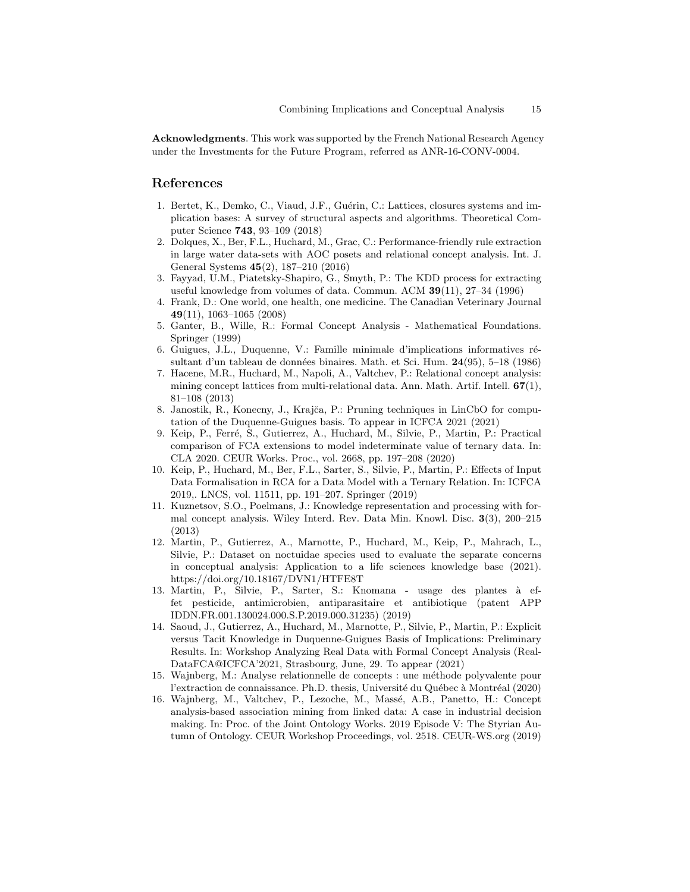**Acknowledgments**. This work was supported by the French National Research Agency under the Investments for the Future Program, referred as ANR-16-CONV-0004.

## References

1. Bertet, K., Demko, C., Viaud, J.F., Guérin, C.: Lattices, closures systems and implication bases: A survey of structural aspects and algorithms. Theoretical Computer Science **743**, 93–109 (2018)
2. Dolques, X., Ber, F.L., Huchard, M., Grac, C.: Performance-friendly rule extraction in large water data-sets with AOC posets and relational concept analysis. Int. J. General Systems **45**(2), 187–210 (2016)
3. Fayyad, U.M., Piatetsky-Shapiro, G., Smyth, P.: The KDD process for extracting useful knowledge from volumes of data. Commun. ACM **39**(11), 27–34 (1996)
4. Frank, D.: One world, one health, one medicine. The Canadian Veterinary Journal **49**(11), 1063–1065 (2008)
5. Ganter, B., Wille, R.: Formal Concept Analysis - Mathematical Foundations. Springer (1999)
6. Guigues, J.L., Duquenne, V.: Famille minimale d'implications informatives résultant d'un tableau de données binaires. Math. et Sci. Hum. **24**(95), 5–18 (1986)
7. Hacene, M.R., Huchard, M., Napoli, A., Valtchev, P.: Relational concept analysis: mining concept lattices from multi-relational data. Ann. Math. Artif. Intell. **67**(1), 81–108 (2013)
8. Janostik, R., Konecny, J., Krajča, P.: Pruning techniques in LinCbO for computation of the Duquenne-Guigues basis. To appear in ICFCA 2021 (2021)
9. Keip, P., Ferré, S., Gutierrez, A., Huchard, M., Silvie, P., Martin, P.: Practical comparison of FCA extensions to model indeterminate value of ternary data. In: CLA 2020. CEUR Works. Proc., vol. 2668, pp. 197–208 (2020)
10. Keip, P., Huchard, M., Ber, F.L., Sarter, S., Silvie, P., Martin, P.: Effects of Input Data Formalisation in RCA for a Data Model with a Ternary Relation. In: ICFCA 2019,. LNCS, vol. 11511, pp. 191–207. Springer (2019)
11. Kuznetsov, S.O., Poelmans, J.: Knowledge representation and processing with formal concept analysis. Wiley Interd. Rev. Data Min. Knowl. Disc. **3**(3), 200–215 (2013)
12. Martin, P., Gutierrez, A., Marnotte, P., Huchard, M., Keip, P., Mahrach, L., Silvie, P.: Dataset on noctuidae species used to evaluate the separate concerns in conceptual analysis: Application to a life sciences knowledge base (2021). https://doi.org/10.18167/DVN1/HTFE8T
13. Martin, P., Silvie, P., Sarter, S.: Knomana - usage des plantes à effet pesticide, antimicrobien, antiparasitaire et antibiotique (patent APP IDDN.FR.001.130024.000.S.P.2019.000.31235) (2019)
14. Saoud, J., Gutierrez, A., Huchard, M., Marnotte, P., Silvie, P., Martin, P.: Explicit versus Tacit Knowledge in Duquenne-Guigues Basis of Implications: Preliminary Results. In: Workshop Analyzing Real Data with Formal Concept Analysis (RealDataFCA@ICFCA'2021, Strasbourg, June, 29. To appear (2021)
15. Wajnberg, M.: Analyse relationnelle de concepts : une méthode polyvalente pour l'extraction de connaissance. Ph.D. thesis, Université du Québec à Montréal (2020)
16. Wajnberg, M., Valtchev, P., Lezoche, M., Massé, A.B., Panetto, H.: Concept analysis-based association mining from linked data: A case in industrial decision making. In: Proc. of the Joint Ontology Works. 2019 Episode V: The Styrian Autumn of Ontology. CEUR Workshop Proceedings, vol. 2518. CEUR-WS.org (2019)